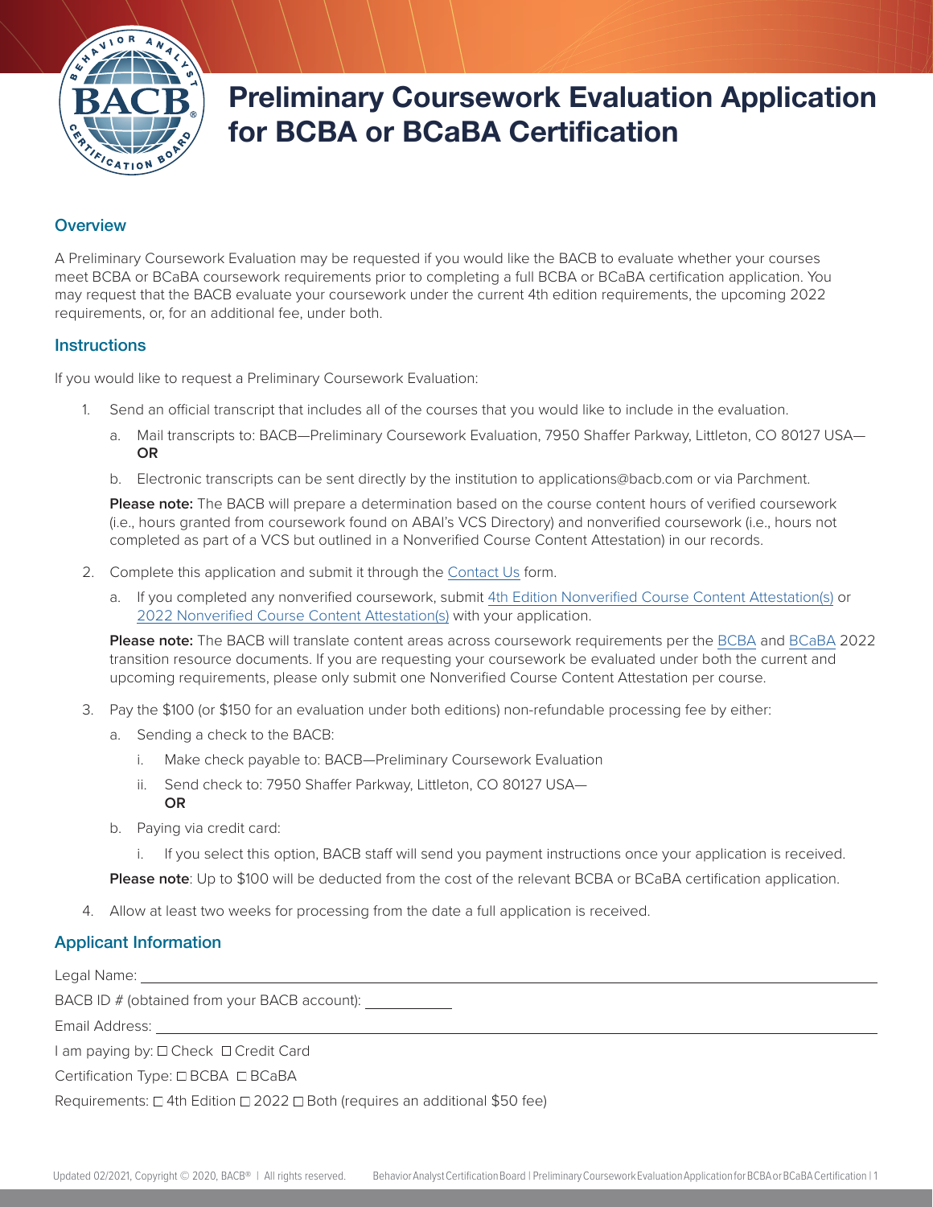# Preliminary Coursework Evaluation Application for BCBA or BCaBA Certification

## Overview

A Preliminary Coursework Evaluation may be requested if you would like the BACB to evaluate whether your courses meet BCBA or BCaBA coursework requirements prior to completing a full BCBA or BCaBA certification application. You may request that the BACB evaluate your coursework under the current 4th edition requirements, the upcoming 2022 requirements, or, for an additional fee, under both.

## Instructions

If you would like to request a Preliminary Coursework Evaluation:

1. Send an official transcript that includes all of the courses that you would like to include in the evaluation.
   a. Mail transcripts to: BACB—Preliminary Coursework Evaluation, 7950 Shaffer Parkway, Littleton, CO 80127 USA—**OR**
   b. Electronic transcripts can be sent directly by the institution to applications@bacb.com or via Parchment.

   **Please note:** The BACB will prepare a determination based on the course content hours of verified coursework (i.e., hours granted from coursework found on ABAI's VCS Directory) and nonverified coursework (i.e., hours not completed as part of a VCS but outlined in a Nonverified Course Content Attestation) in our records.

2. Complete this application and submit it through the Contact Us form.
   a. If you completed any nonverified coursework, submit 4th Edition Nonverified Course Content Attestation(s) or 2022 Nonverified Course Content Attestation(s) with your application.

   **Please note:** The BACB will translate content areas across coursework requirements per the BCBA and BCaBA 2022 transition resource documents. If you are requesting your coursework be evaluated under both the current and upcoming requirements, please only submit one Nonverified Course Content Attestation per course.

3. Pay the $100 (or $150 for an evaluation under both editions) non-refundable processing fee by either:
   a. Sending a check to the BACB:
      i. Make check payable to: BACB—Preliminary Coursework Evaluation
      ii. Send check to: 7950 Shaffer Parkway, Littleton, CO 80127 USA—**OR**
   b. Paying via credit card:
      i. If you select this option, BACB staff will send you payment instructions once your application is received.

   **Please note**: Up to $100 will be deducted from the cost of the relevant BCBA or BCaBA certification application.

4. Allow at least two weeks for processing from the date a full application is received.

## Applicant Information

Legal Name: ______________________________

BACB ID # (obtained from your BACB account): ____________

Email Address: ______________________________

I am paying by: ☐ Check ☐ Credit Card

Certification Type: ☐ BCBA ☐ BCaBA

Requirements: ☐ 4th Edition ☐ 2022 ☐ Both (requires an additional $50 fee)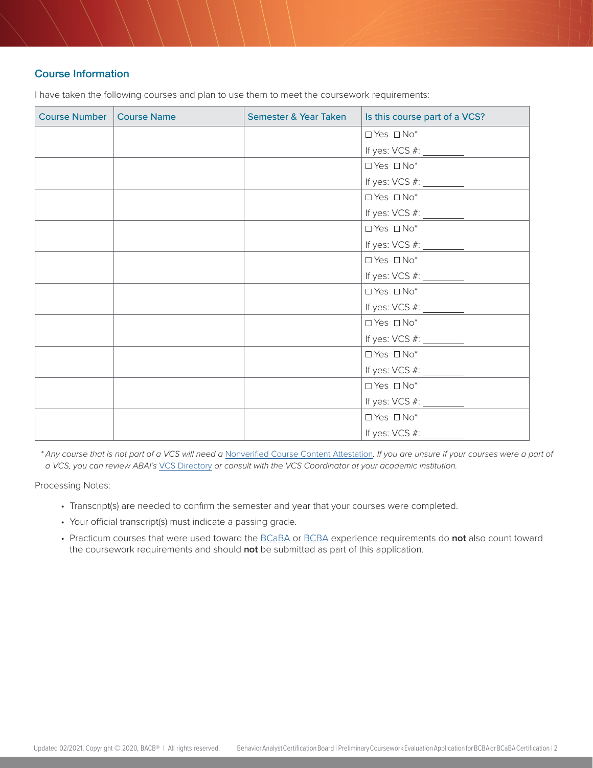## Course Information

I have taken the following courses and plan to use them to meet the coursework requirements:

| Course Number | Course Name | Semester & Year Taken | Is this course part of a VCS? |
|---|---|---|---|
| | | | ☐ Yes ☐ No* If yes: VCS #: ________ |
| | | | ☐ Yes ☐ No* If yes: VCS #: ________ |
| | | | ☐ Yes ☐ No* If yes: VCS #: ________ |
| | | | ☐ Yes ☐ No* If yes: VCS #: ________ |
| | | | ☐ Yes ☐ No* If yes: VCS #: ________ |
| | | | ☐ Yes ☐ No* If yes: VCS #: ________ |
| | | | ☐ Yes ☐ No* If yes: VCS #: ________ |
| | | | ☐ Yes ☐ No* If yes: VCS #: ________ |
| | | | ☐ Yes ☐ No* If yes: VCS #: ________ |
| | | | ☐ Yes ☐ No* If yes: VCS #: ________ |

**Any course that is not part of a VCS will need a* Nonverified Course Content Attestation*. If you are unsure if your courses were a part of a VCS, you can review ABAI's* VCS Directory *or consult with the VCS Coordinator at your academic institution.*

Processing Notes:

- Transcript(s) are needed to confirm the semester and year that your courses were completed.
- Your official transcript(s) must indicate a passing grade.
- Practicum courses that were used toward the BCaBA or BCBA experience requirements do **not** also count toward the coursework requirements and should **not** be submitted as part of this application.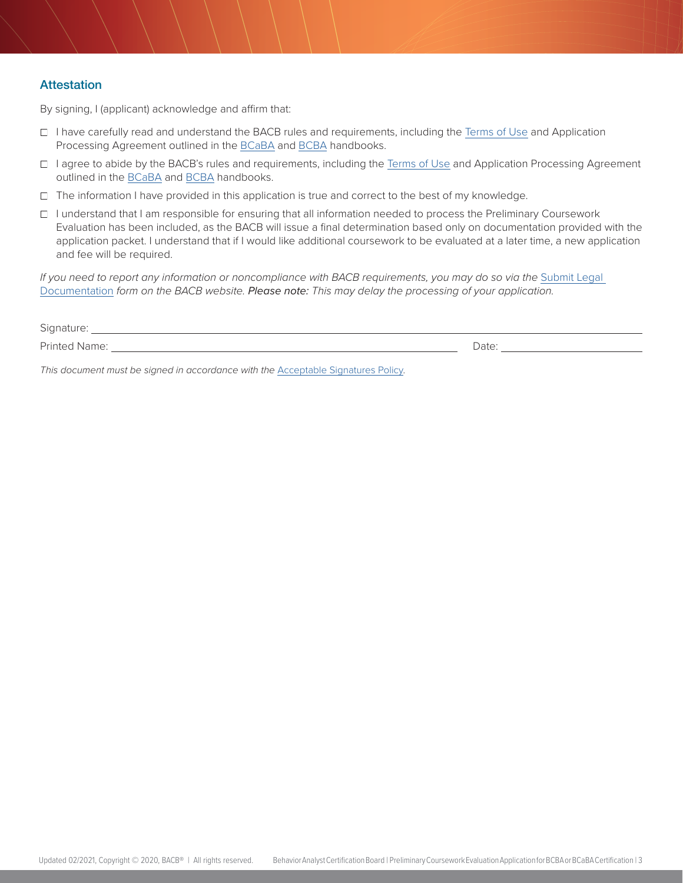## Attestation

By signing, I (applicant) acknowledge and affirm that:

- ☐ I have carefully read and understand the BACB rules and requirements, including the Terms of Use and Application Processing Agreement outlined in the BCaBA and BCBA handbooks.
- ☐ I agree to abide by the BACB's rules and requirements, including the Terms of Use and Application Processing Agreement outlined in the BCaBA and BCBA handbooks.
- ☐ The information I have provided in this application is true and correct to the best of my knowledge.
- ☐ I understand that I am responsible for ensuring that all information needed to process the Preliminary Coursework Evaluation has been included, as the BACB will issue a final determination based only on documentation provided with the application packet. I understand that if I would like additional coursework to be evaluated at a later time, a new application and fee will be required.

*If you need to report any information or noncompliance with BACB requirements, you may do so via the* Submit Legal Documentation *form on the BACB website.* ***Please note:*** *This may delay the processing of your application.*

Signature: ______________________________________________

Printed Name: ______________________________ Date: ________________

*This document must be signed in accordance with the* Acceptable Signatures Policy.